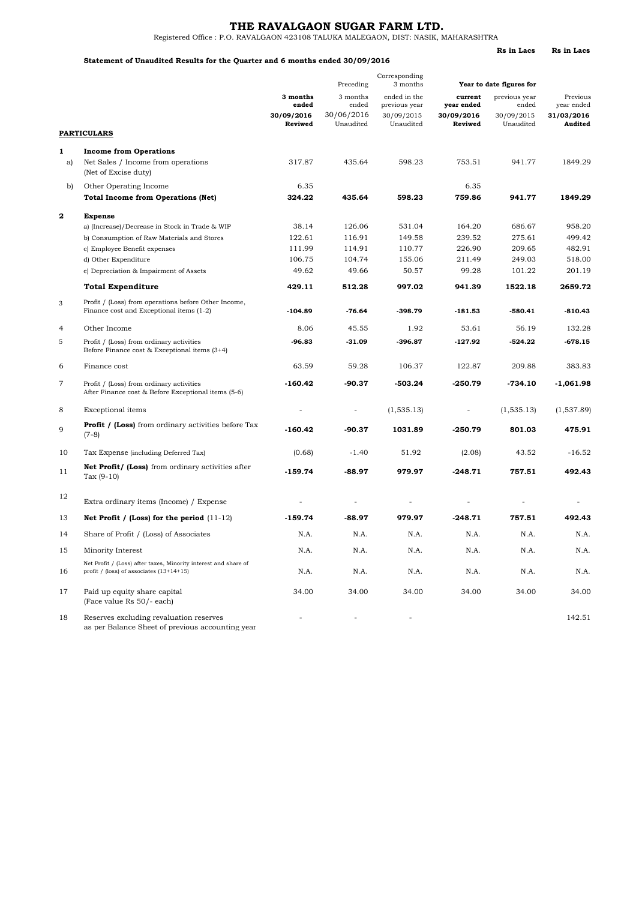# THE RAVALGAON SUGAR FARM LTD.

Registered Office : P.O. RAVALGAON 423108 TALUKA MALEGAON, DIST: NASIK, MAHARASHTRA

**Statement of Unaudited Results for the Quarter and 6 months ended 30/09/2016**

**Rs in Lacs** **Rs in Lacs**

| | **PARTICULARS** | **3 months ended 30/09/2016 Reviwed** | Preceding 3 months ended 30/06/2016 Unaudited | Corresponding 3 months ended in the previous year 30/09/2015 Unaudited | **Year to date figures for current year ended 30/09/2016 Reviwed** | Year to date figures for previous year ended 30/09/2015 Unaudited | Previous year ended **31/03/2016 Audited** |
|---|---|---|---|---|---|---|---|
| **1** | **Income from Operations** | | | | | | |
| a) | Net Sales / Income from operations (Net of Excise duty) | 317.87 | 435.64 | 598.23 | 753.51 | 941.77 | 1849.29 |
| b) | Other Operating Income | 6.35 | | | 6.35 | | |
| | **Total Income from Operations (Net)** | **324.22** | **435.64** | **598.23** | **759.86** | **941.77** | **1849.29** |
| **2** | **Expense** | | | | | | |
| | a) (Increase)/Decrease in Stock in Trade & WIP | 38.14 | 126.06 | 531.04 | 164.20 | 686.67 | 958.20 |
| | b) Consumption of Raw Materials and Stores | 122.61 | 116.91 | 149.58 | 239.52 | 275.61 | 499.42 |
| | c) Employee Benefit expenses | 111.99 | 114.91 | 110.77 | 226.90 | 209.65 | 482.91 |
| | d) Other Expenditure | 106.75 | 104.74 | 155.06 | 211.49 | 249.03 | 518.00 |
| | e) Depreciation & Impairment of Assets | 49.62 | 49.66 | 50.57 | 99.28 | 101.22 | 201.19 |
| | **Total Expenditure** | **429.11** | **512.28** | **997.02** | **941.39** | **1522.18** | **2659.72** |
| 3 | Profit / (Loss) from operations before Other Income, Finance cost and Exceptional items (1-2) | **-104.89** | **-76.64** | **-398.79** | **-181.53** | **-580.41** | **-810.43** |
| 4 | Other Income | 8.06 | 45.55 | 1.92 | 53.61 | 56.19 | 132.28 |
| 5 | Profit / (Loss) from ordinary activities Before Finance cost & Exceptional items (3+4) | **-96.83** | **-31.09** | **-396.87** | **-127.92** | **-524.22** | **-678.15** |
| 6 | Finance cost | 63.59 | 59.28 | 106.37 | 122.87 | 209.88 | 383.83 |
| 7 | Profit / (Loss) from ordinary activities After Finance cost & Before Exceptional items (5-6) | **-160.42** | **-90.37** | **-503.24** | **-250.79** | **-734.10** | **-1,061.98** |
| 8 | Exceptional items | - | - | (1,535.13) | - | (1,535.13) | (1,537.89) |
| 9 | **Profit / (Loss)** from ordinary activities before Tax (7-8) | **-160.42** | **-90.37** | **1031.89** | **-250.79** | **801.03** | **475.91** |
| 10 | Tax Expense (including Deferred Tax) | (0.68) | -1.40 | 51.92 | (2.08) | 43.52 | -16.52 |
| 11 | **Net Profit/ (Loss)** from ordinary activities after Tax (9-10) | **-159.74** | **-88.97** | **979.97** | **-248.71** | **757.51** | **492.43** |
| 12 | Extra ordinary items (Income) / Expense | - | - | - | - | - | - |
| 13 | **Net Profit / (Loss) for the period** (11-12) | **-159.74** | **-88.97** | **979.97** | **-248.71** | **757.51** | **492.43** |
| 14 | Share of Profit / (Loss) of Associates | N.A. | N.A. | N.A. | N.A. | N.A. | N.A. |
| 15 | Minority Interest | N.A. | N.A. | N.A. | N.A. | N.A. | N.A. |
| 16 | Net Profit / (Loss) after taxes, Minority interest and share of profit / (loss) of associates (13+14+15) | N.A. | N.A. | N.A. | N.A. | N.A. | N.A. |
| 17 | Paid up equity share capital (Face value Rs 50/- each) | 34.00 | 34.00 | 34.00 | 34.00 | 34.00 | 34.00 |
| 18 | Reserves excluding revaluation reserves as per Balance Sheet of previous accounting year | - | - | - | | | 142.51 |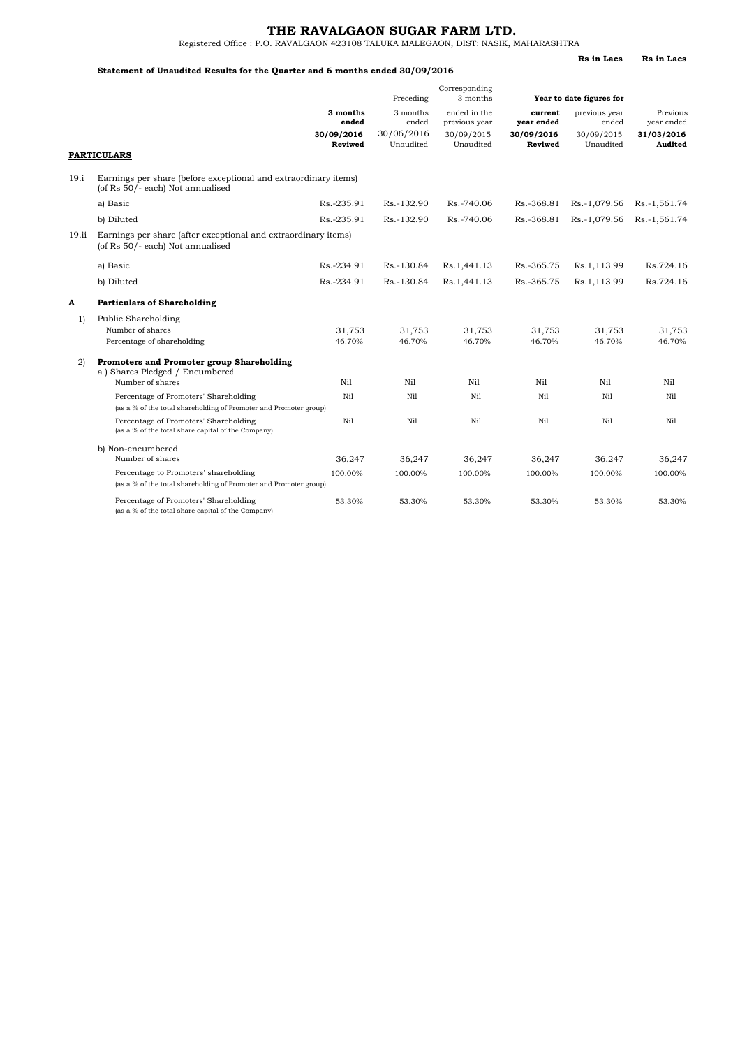# THE RAVALGAON SUGAR FARM LTD.

Registered Office : P.O. RAVALGAON 423108 TALUKA MALEGAON, DIST: NASIK, MAHARASHTRA

**Statement of Unaudited Results for the Quarter and 6 months ended 30/09/2016**

| | | | | | Rs in Lacs | Rs in Lacs |
|---|---|---|---|---|---|---|
| | | Preceding | Corresponding 3 months | Year to date figures for | | |
| | **3 months ended** | 3 months ended | ended in the previous year | **current year ended** | previous year ended | Previous year ended |
| | **30/09/2016** | 30/06/2016 | 30/09/2015 | **30/09/2016** | 30/09/2015 | **31/03/2016** |
| **PARTICULARS** | **Reviwed** | Unaudited | Unaudited | **Reviwed** | Unaudited | **Audited** |
| 19.i Earnings per share (before exceptional and extraordinary items) (of Rs 50/- each) Not annualised | | | | | | |
| a) Basic | Rs.-235.91 | Rs.-132.90 | Rs.-740.06 | Rs.-368.81 | Rs.-1,079.56 | Rs.-1,561.74 |
| b) Diluted | Rs.-235.91 | Rs.-132.90 | Rs.-740.06 | Rs.-368.81 | Rs.-1,079.56 | Rs.-1,561.74 |
| 19.ii Earnings per share (after exceptional and extraordinary items) (of Rs 50/- each) Not annualised | | | | | | |
| a) Basic | Rs.-234.91 | Rs.-130.84 | Rs.1,441.13 | Rs.-365.75 | Rs.1,113.99 | Rs.724.16 |
| b) Diluted | Rs.-234.91 | Rs.-130.84 | Rs.1,441.13 | Rs.-365.75 | Rs.1,113.99 | Rs.724.16 |
| **A Particulars of Shareholding** | | | | | | |
| 1) Public Shareholding | | | | | | |
| Number of shares | 31,753 | 31,753 | 31,753 | 31,753 | 31,753 | 31,753 |
| Percentage of shareholding | 46.70% | 46.70% | 46.70% | 46.70% | 46.70% | 46.70% |
| 2) **Promoters and Promoter group Shareholding** | | | | | | |
| a ) Shares Pledged / Encumbered | | | | | | |
| Number of shares | Nil | Nil | Nil | Nil | Nil | Nil |
| Percentage of Promoters' Shareholding (as a % of the total shareholding of Promoter and Promoter group) | Nil | Nil | Nil | Nil | Nil | Nil |
| Percentage of Promoters' Shareholding (as a % of the total share capital of the Company) | Nil | Nil | Nil | Nil | Nil | Nil |
| b) Non-encumbered | | | | | | |
| Number of shares | 36,247 | 36,247 | 36,247 | 36,247 | 36,247 | 36,247 |
| Percentage to Promoters' shareholding (as a % of the total shareholding of Promoter and Promoter group) | 100.00% | 100.00% | 100.00% | 100.00% | 100.00% | 100.00% |
| Percentage of Promoters' Shareholding (as a % of the total share capital of the Company) | 53.30% | 53.30% | 53.30% | 53.30% | 53.30% | 53.30% |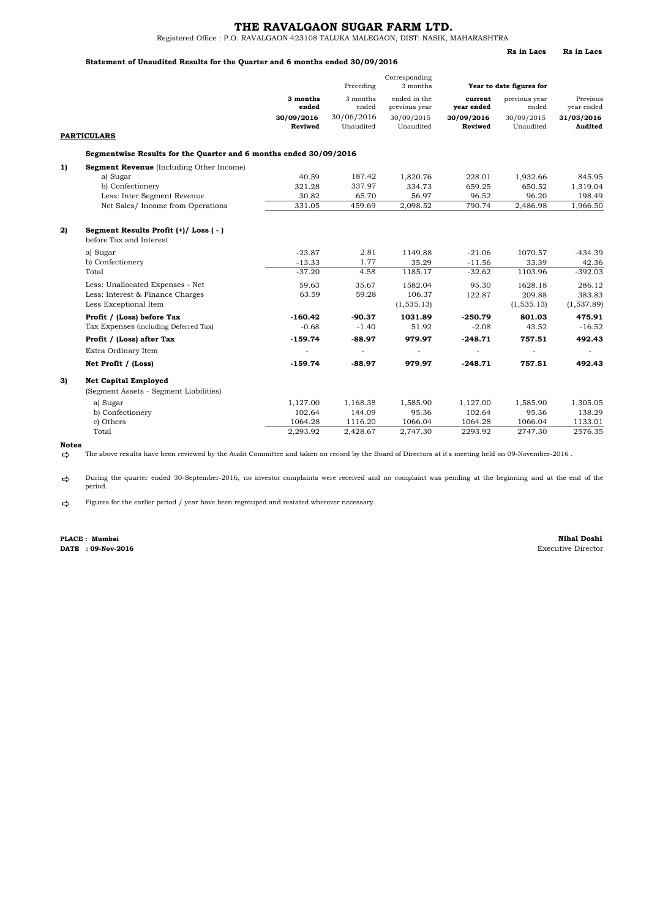# THE RAVALGAON SUGAR FARM LTD.

Registered Office : P.O. RAVALGAON 423108 TALUKA MALEGAON, DIST: NASIK, MAHARASHTRA

**Statement of Unaudited Results for the Quarter and 6 months ended 30/09/2016**

**Rs in Lacs** **Rs in Lacs**

| | | | Preceding | Corresponding 3 months | Year to date figures for | | |
|---|---|---|---|---|---|---|---|
| | | **3 months ended** | 3 months ended | ended in the previous year | **current year ended** | previous year ended | Previous year ended |
| | **PARTICULARS** | **30/09/2016 Reviwed** | 30/06/2016 Unaudited | 30/09/2015 Unaudited | **30/09/2016 Reviwed** | 30/09/2015 Unaudited | **31/03/2016 Audited** |
| | **Segmentwise Results for the Quarter and 6 months ended 30/09/2016** | | | | | | |
| **1)** | **Segment Revenue** (Including Other Income) | | | | | | |
| | a) Sugar | 40.59 | 187.42 | 1,820.76 | 228.01 | 1,932.66 | 845.95 |
| | b) Confectionery | 321.28 | 337.97 | 334.73 | 659.25 | 650.52 | 1,319.04 |
| | Less: Inter Segment Revenue | 30.82 | 65.70 | 56.97 | 96.52 | 96.20 | 198.49 |
| | Net Sales/ Income from Operations | 331.05 | 459.69 | 2,098.52 | 790.74 | 2,486.98 | 1,966.50 |
| **2)** | **Segment Results Profit (+)/ Loss ( - )** before Tax and Interest | | | | | | |
| | a) Sugar | -23.87 | 2.81 | 1149.88 | -21.06 | 1070.57 | -434.39 |
| | b) Confectionery | -13.33 | 1.77 | 35.29 | -11.56 | 33.39 | 42.36 |
| | Total | -37.20 | 4.58 | 1185.17 | -32.62 | 1103.96 | -392.03 |
| | Less: Unallocated Expenses - Net | 59.63 | 35.67 | 1582.04 | 95.30 | 1628.18 | 286.12 |
| | Less: Interest & Finance Charges | 63.59 | 59.28 | 106.37 | 122.87 | 209.88 | 383.83 |
| | Less Exceptional Item | | | (1,535.13) | | (1,535.13) | (1,537.89) |
| | **Profit / (Loss) before Tax** | **-160.42** | **-90.37** | **1031.89** | **-250.79** | **801.03** | **475.91** |
| | Tax Expenses (including Deferred Tax) | -0.68 | -1.40 | 51.92 | -2.08 | 43.52 | -16.52 |
| | **Profit / (Loss) after Tax** | **-159.74** | **-88.97** | **979.97** | **-248.71** | **757.51** | **492.43** |
| | Extra Ordinary Item | - | - | - | - | - | - |
| | **Net Profit / (Loss)** | **-159.74** | **-88.97** | **979.97** | **-248.71** | **757.51** | **492.43** |
| **3)** | **Net Capital Employed** (Segment Assets - Segment Liabilities) | | | | | | |
| | a) Sugar | 1,127.00 | 1,168.38 | 1,585.90 | 1,127.00 | 1,585.90 | 1,305.05 |
| | b) Confectionery | 102.64 | 144.09 | 95.36 | 102.64 | 95.36 | 138.29 |
| | c) Others | 1064.28 | 1116.20 | 1066.04 | 1064.28 | 1066.04 | 1133.01 |
| | Total | 2,293.92 | 2,428.67 | 2,747.30 | 2293.92 | 2747.30 | 2576.35 |

**Notes**

- The above results have been reviewed by the Audit Committee and taken on record by the Board of Directors at it's meeting held on 09-November-2016 .
- During the quarter ended 30-September-2016, no investor complaints were received and no complaint was pending at the beginning and at the end of the period.
- Figures for the earlier period / year have been regrouped and restated wherever necessary.

**PLACE : Mumbai**
**DATE : 09-Nov-2016**

**Nihal Doshi**
Executive Director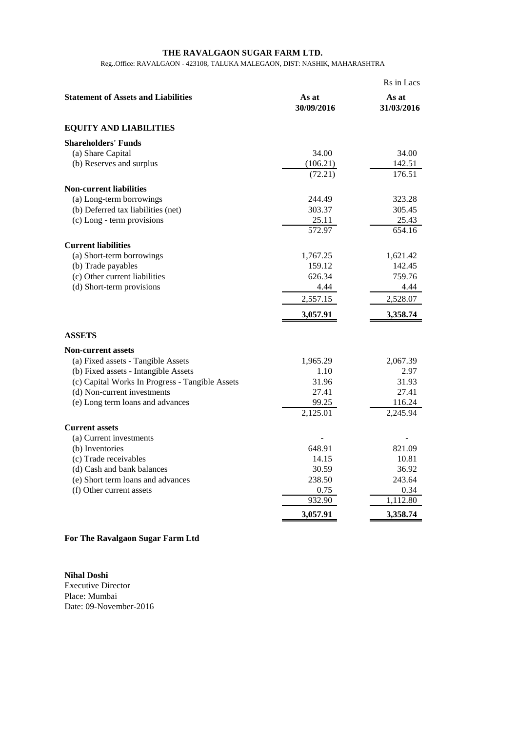# THE RAVALGAON SUGAR FARM LTD.

Reg..Office: RAVALGAON - 423108, TALUKA MALEGAON, DIST: NASHIK, MAHARASHTRA

| | | Rs in Lacs |
|---|---|---|
| **Statement of Assets and Liabilities** | **As at 30/09/2016** | **As at 31/03/2016** |
| **EQUITY AND LIABILITIES** | | |
| **Shareholders' Funds** | | |
| (a) Share Capital | 34.00 | 34.00 |
| (b) Reserves and surplus | (106.21) | 142.51 |
| | (72.21) | 176.51 |
| **Non-current liabilities** | | |
| (a) Long-term borrowings | 244.49 | 323.28 |
| (b) Deferred tax liabilities (net) | 303.37 | 305.45 |
| (c) Long - term provisions | 25.11 | 25.43 |
| | 572.97 | 654.16 |
| **Current liabilities** | | |
| (a) Short-term borrowings | 1,767.25 | 1,621.42 |
| (b) Trade payables | 159.12 | 142.45 |
| (c) Other current liabilities | 626.34 | 759.76 |
| (d) Short-term provisions | 4.44 | 4.44 |
| | 2,557.15 | 2,528.07 |
| | **3,057.91** | **3,358.74** |
| **ASSETS** | | |
| **Non-current assets** | | |
| (a) Fixed assets - Tangible Assets | 1,965.29 | 2,067.39 |
| (b) Fixed assets - Intangible Assets | 1.10 | 2.97 |
| (c) Capital Works In Progress - Tangible Assets | 31.96 | 31.93 |
| (d) Non-current investments | 27.41 | 27.41 |
| (e) Long term loans and advances | 99.25 | 116.24 |
| | 2,125.01 | 2,245.94 |
| **Current assets** | | |
| (a) Current investments | - | - |
| (b) Inventories | 648.91 | 821.09 |
| (c) Trade receivables | 14.15 | 10.81 |
| (d) Cash and bank balances | 30.59 | 36.92 |
| (e) Short term loans and advances | 238.50 | 243.64 |
| (f) Other current assets | 0.75 | 0.34 |
| | 932.90 | 1,112.80 |
| | **3,057.91** | **3,358.74** |

**For The Ravalgaon Sugar Farm Ltd**

**Nihal Doshi**
Executive Director
Place: Mumbai
Date: 09-November-2016